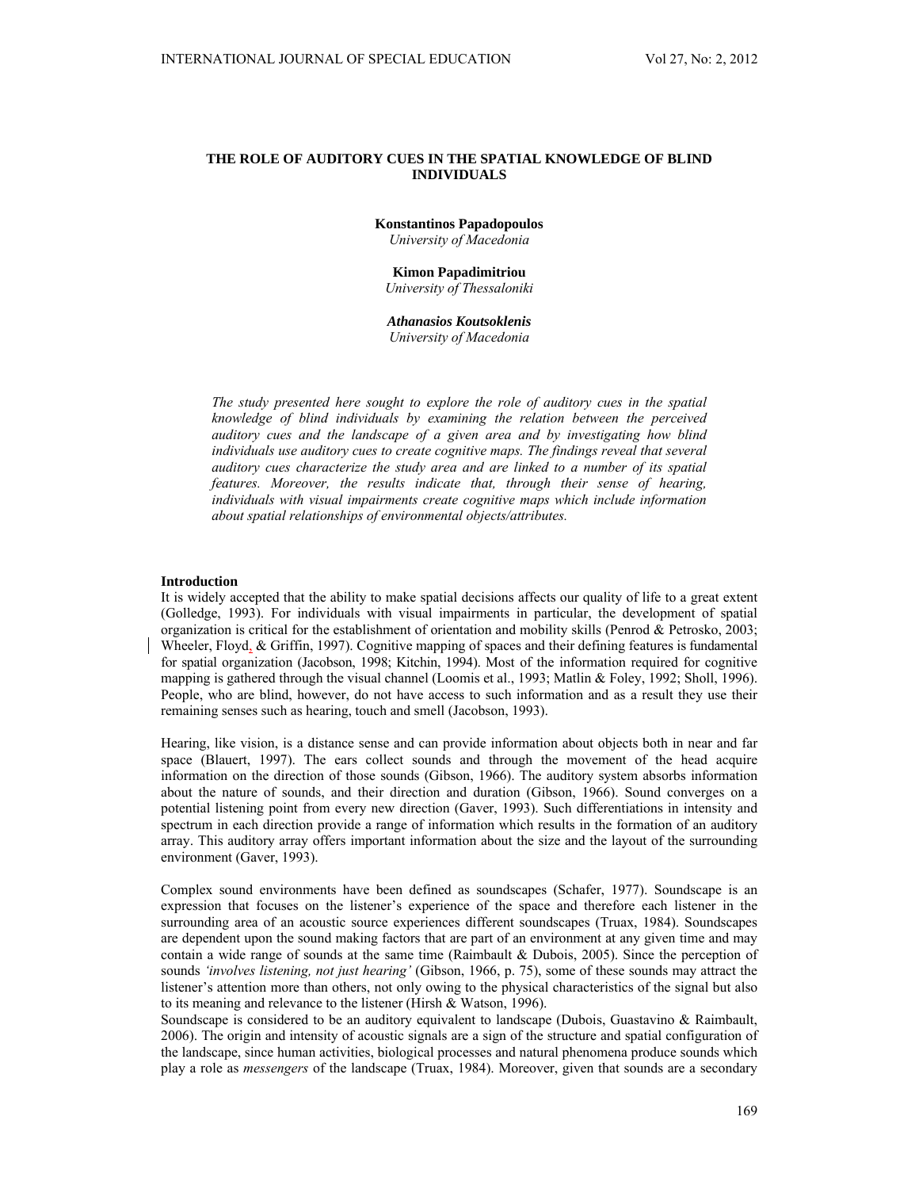# THE ROLE OF AUDITORY CUES IN THE SPATIAL KNOWLEDGE OF BLIND INDIVIDUALS

**Konstantinos Papadopoulos**
*University of Macedonia*

**Kimon Papadimitriou**
*University of Thessaloniki*

***Athanasios Koutsoklenis***
*University of Macedonia*

*The study presented here sought to explore the role of auditory cues in the spatial knowledge of blind individuals by examining the relation between the perceived auditory cues and the landscape of a given area and by investigating how blind individuals use auditory cues to create cognitive maps. The findings reveal that several auditory cues characterize the study area and are linked to a number of its spatial features. Moreover, the results indicate that, through their sense of hearing, individuals with visual impairments create cognitive maps which include information about spatial relationships of environmental objects/attributes.*

## Introduction

It is widely accepted that the ability to make spatial decisions affects our quality of life to a great extent (Golledge, 1993). For individuals with visual impairments in particular, the development of spatial organization is critical for the establishment of orientation and mobility skills (Penrod & Petrosko, 2003; Wheeler, Floyd, & Griffin, 1997). Cognitive mapping of spaces and their defining features is fundamental for spatial organization (Jacobson, 1998; Kitchin, 1994). Most of the information required for cognitive mapping is gathered through the visual channel (Loomis et al., 1993; Matlin & Foley, 1992; Sholl, 1996). People, who are blind, however, do not have access to such information and as a result they use their remaining senses such as hearing, touch and smell (Jacobson, 1993).

Hearing, like vision, is a distance sense and can provide information about objects both in near and far space (Blauert, 1997). The ears collect sounds and through the movement of the head acquire information on the direction of those sounds (Gibson, 1966). The auditory system absorbs information about the nature of sounds, and their direction and duration (Gibson, 1966). Sound converges on a potential listening point from every new direction (Gaver, 1993). Such differentiations in intensity and spectrum in each direction provide a range of information which results in the formation of an auditory array. This auditory array offers important information about the size and the layout of the surrounding environment (Gaver, 1993).

Complex sound environments have been defined as soundscapes (Schafer, 1977). Soundscape is an expression that focuses on the listener's experience of the space and therefore each listener in the surrounding area of an acoustic source experiences different soundscapes (Truax, 1984). Soundscapes are dependent upon the sound making factors that are part of an environment at any given time and may contain a wide range of sounds at the same time (Raimbault & Dubois, 2005). Since the perception of sounds *'involves listening, not just hearing'* (Gibson, 1966, p. 75), some of these sounds may attract the listener's attention more than others, not only owing to the physical characteristics of the signal but also to its meaning and relevance to the listener (Hirsh & Watson, 1996).

Soundscape is considered to be an auditory equivalent to landscape (Dubois, Guastavino & Raimbault, 2006). The origin and intensity of acoustic signals are a sign of the structure and spatial configuration of the landscape, since human activities, biological processes and natural phenomena produce sounds which play a role as *messengers* of the landscape (Truax, 1984). Moreover, given that sounds are a secondary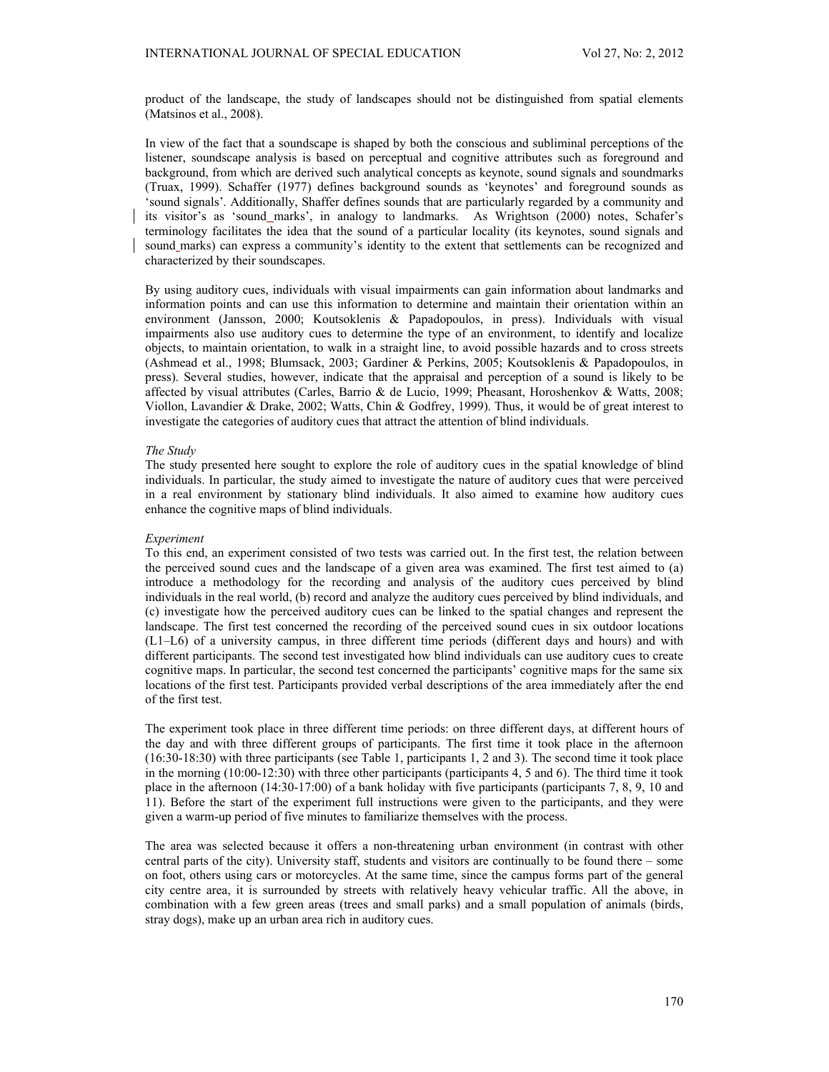product of the landscape, the study of landscapes should not be distinguished from spatial elements (Matsinos et al., 2008).

In view of the fact that a soundscape is shaped by both the conscious and subliminal perceptions of the listener, soundscape analysis is based on perceptual and cognitive attributes such as foreground and background, from which are derived such analytical concepts as keynote, sound signals and soundmarks (Truax, 1999). Schaffer (1977) defines background sounds as 'keynotes' and foreground sounds as 'sound signals'. Additionally, Shaffer defines sounds that are particularly regarded by a community and its visitor's as 'sound_marks', in analogy to landmarks. As Wrightson (2000) notes, Schafer's terminology facilitates the idea that the sound of a particular locality (its keynotes, sound signals and sound marks) can express a community's identity to the extent that settlements can be recognized and characterized by their soundscapes.

By using auditory cues, individuals with visual impairments can gain information about landmarks and information points and can use this information to determine and maintain their orientation within an environment (Jansson, 2000; Koutsoklenis & Papadopoulos, in press). Individuals with visual impairments also use auditory cues to determine the type of an environment, to identify and localize objects, to maintain orientation, to walk in a straight line, to avoid possible hazards and to cross streets (Ashmead et al., 1998; Blumsack, 2003; Gardiner & Perkins, 2005; Koutsoklenis & Papadopoulos, in press). Several studies, however, indicate that the appraisal and perception of a sound is likely to be affected by visual attributes (Carles, Barrio & de Lucio, 1999; Pheasant, Horoshenkov & Watts, 2008; Viollon, Lavandier & Drake, 2002; Watts, Chin & Godfrey, 1999). Thus, it would be of great interest to investigate the categories of auditory cues that attract the attention of blind individuals.

*The Study*

The study presented here sought to explore the role of auditory cues in the spatial knowledge of blind individuals. In particular, the study aimed to investigate the nature of auditory cues that were perceived in a real environment by stationary blind individuals. It also aimed to examine how auditory cues enhance the cognitive maps of blind individuals.

*Experiment*

To this end, an experiment consisted of two tests was carried out. In the first test, the relation between the perceived sound cues and the landscape of a given area was examined. The first test aimed to (a) introduce a methodology for the recording and analysis of the auditory cues perceived by blind individuals in the real world, (b) record and analyze the auditory cues perceived by blind individuals, and (c) investigate how the perceived auditory cues can be linked to the spatial changes and represent the landscape. The first test concerned the recording of the perceived sound cues in six outdoor locations (L1–L6) of a university campus, in three different time periods (different days and hours) and with different participants. The second test investigated how blind individuals can use auditory cues to create cognitive maps. In particular, the second test concerned the participants' cognitive maps for the same six locations of the first test. Participants provided verbal descriptions of the area immediately after the end of the first test.

The experiment took place in three different time periods: on three different days, at different hours of the day and with three different groups of participants. The first time it took place in the afternoon (16:30-18:30) with three participants (see Table 1, participants 1, 2 and 3). The second time it took place in the morning (10:00-12:30) with three other participants (participants 4, 5 and 6). The third time it took place in the afternoon (14:30-17:00) of a bank holiday with five participants (participants 7, 8, 9, 10 and 11). Before the start of the experiment full instructions were given to the participants, and they were given a warm-up period of five minutes to familiarize themselves with the process.

The area was selected because it offers a non-threatening urban environment (in contrast with other central parts of the city). University staff, students and visitors are continually to be found there – some on foot, others using cars or motorcycles. At the same time, since the campus forms part of the general city centre area, it is surrounded by streets with relatively heavy vehicular traffic. All the above, in combination with a few green areas (trees and small parks) and a small population of animals (birds, stray dogs), make up an urban area rich in auditory cues.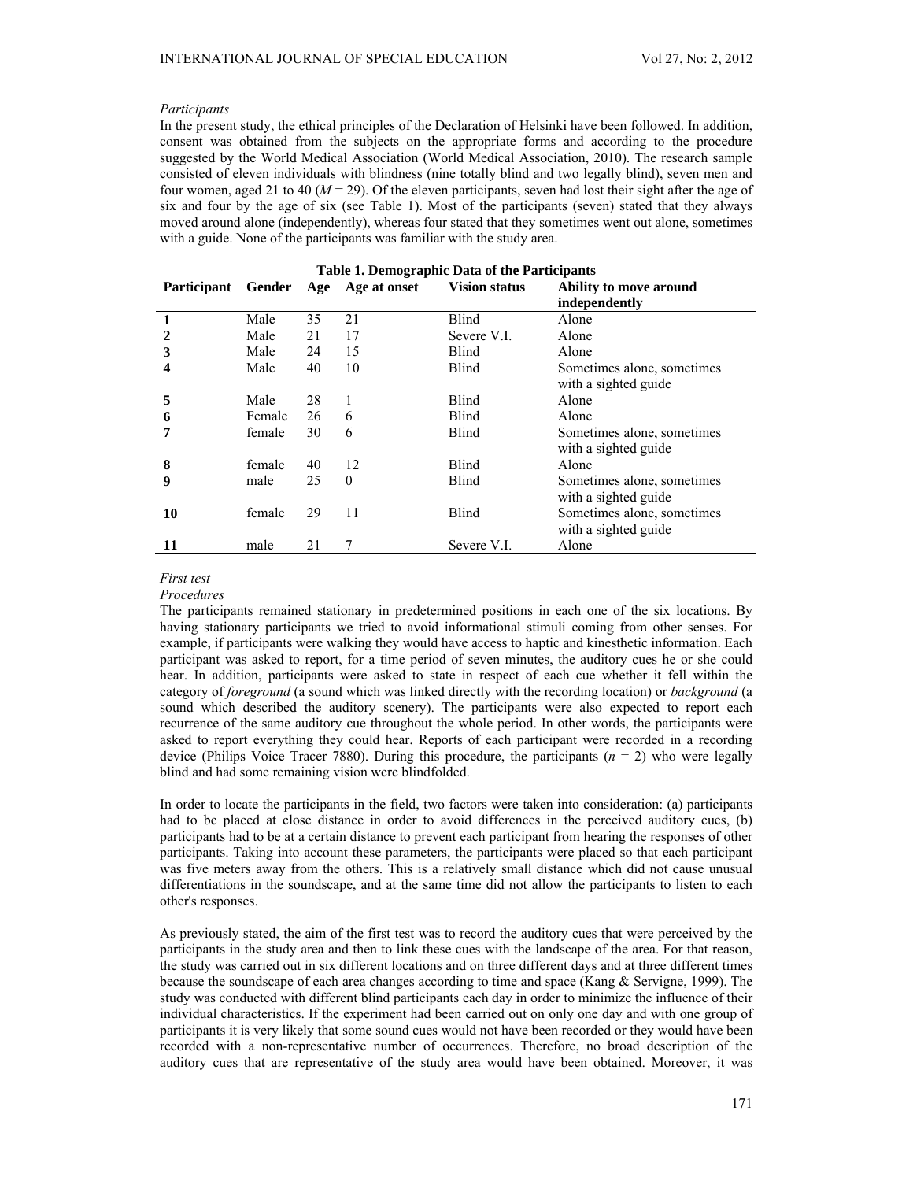*Participants*

In the present study, the ethical principles of the Declaration of Helsinki have been followed. In addition, consent was obtained from the subjects on the appropriate forms and according to the procedure suggested by the World Medical Association (World Medical Association, 2010). The research sample consisted of eleven individuals with blindness (nine totally blind and two legally blind), seven men and four women, aged 21 to 40 ($M = 29$). Of the eleven participants, seven had lost their sight after the age of six and four by the age of six (see Table 1). Most of the participants (seven) stated that they always moved around alone (independently), whereas four stated that they sometimes went out alone, sometimes with a guide. None of the participants was familiar with the study area.

**Table 1. Demographic Data of the Participants**

| Participant | Gender | Age | Age at onset | Vision status | Ability to move around independently |
|---|---|---|---|---|---|
| **1** | Male | 35 | 21 | Blind | Alone |
| **2** | Male | 21 | 17 | Severe V.I. | Alone |
| **3** | Male | 24 | 15 | Blind | Alone |
| **4** | Male | 40 | 10 | Blind | Sometimes alone, sometimes with a sighted guide |
| **5** | Male | 28 | 1 | Blind | Alone |
| **6** | Female | 26 | 6 | Blind | Alone |
| **7** | female | 30 | 6 | Blind | Sometimes alone, sometimes with a sighted guide |
| **8** | female | 40 | 12 | Blind | Alone |
| **9** | male | 25 | 0 | Blind | Sometimes alone, sometimes with a sighted guide |
| **10** | female | 29 | 11 | Blind | Sometimes alone, sometimes with a sighted guide |
| **11** | male | 21 | 7 | Severe V.I. | Alone |

*First test*

*Procedures*

The participants remained stationary in predetermined positions in each one of the six locations. By having stationary participants we tried to avoid informational stimuli coming from other senses. For example, if participants were walking they would have access to haptic and kinesthetic information. Each participant was asked to report, for a time period of seven minutes, the auditory cues he or she could hear. In addition, participants were asked to state in respect of each cue whether it fell within the category of *foreground* (a sound which was linked directly with the recording location) or *background* (a sound which described the auditory scenery). The participants were also expected to report each recurrence of the same auditory cue throughout the whole period. In other words, the participants were asked to report everything they could hear. Reports of each participant were recorded in a recording device (Philips Voice Tracer 7880). During this procedure, the participants ($n = 2$) who were legally blind and had some remaining vision were blindfolded.

In order to locate the participants in the field, two factors were taken into consideration: (a) participants had to be placed at close distance in order to avoid differences in the perceived auditory cues, (b) participants had to be at a certain distance to prevent each participant from hearing the responses of other participants. Taking into account these parameters, the participants were placed so that each participant was five meters away from the others. This is a relatively small distance which did not cause unusual differentiations in the soundscape, and at the same time did not allow the participants to listen to each other's responses.

As previously stated, the aim of the first test was to record the auditory cues that were perceived by the participants in the study area and then to link these cues with the landscape of the area. For that reason, the study was carried out in six different locations and on three different days and at three different times because the soundscape of each area changes according to time and space (Kang & Servigne, 1999). The study was conducted with different blind participants each day in order to minimize the influence of their individual characteristics. If the experiment had been carried out on only one day and with one group of participants it is very likely that some sound cues would not have been recorded or they would have been recorded with a non-representative number of occurrences. Therefore, no broad description of the auditory cues that are representative of the study area would have been obtained. Moreover, it was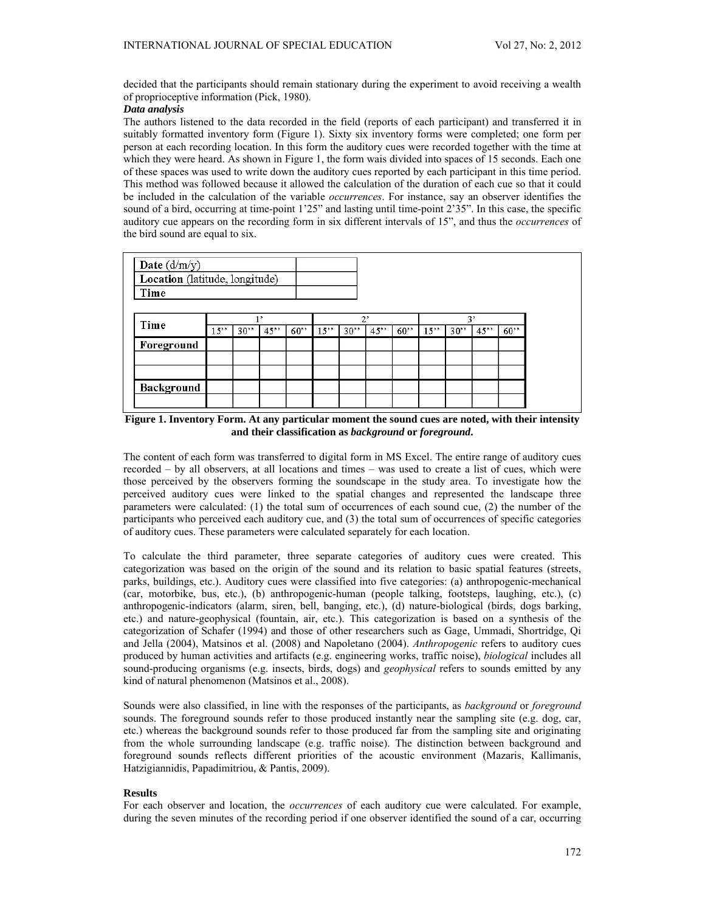decided that the participants should remain stationary during the experiment to avoid receiving a wealth of proprioceptive information (Pick, 1980).

***Data analysis***

The authors listened to the data recorded in the field (reports of each participant) and transferred it in suitably formatted inventory form (Figure 1). Sixty six inventory forms were completed; one form per person at each recording location. In this form the auditory cues were recorded together with the time at which they were heard. As shown in Figure 1, the form wais divided into spaces of 15 seconds. Each one of these spaces was used to write down the auditory cues reported by each participant in this time period. This method was followed because it allowed the calculation of the duration of each cue so that it could be included in the calculation of the variable *occurrences*. For instance, say an observer identifies the sound of a bird, occurring at time-point 1'25" and lasting until time-point 2'35". In this case, the specific auditory cue appears on the recording form in six different intervals of 15", and thus the *occurrences* of the bird sound are equal to six.

| **Date** (d/m/y) | |
|---|---|
| **Location** (latitude, longitude) | |
| **Time** | |

| **Time** | 1' | | | | 2' | | | | 3' | | | |
|---|---|---|---|---|---|---|---|---|---|---|---|---|
| | 15'' | 30'' | 45'' | 60'' | 15'' | 30'' | 45'' | 60'' | 15'' | 30'' | 45'' | 60'' |
| **Foreground** | | | | | | | | | | | | |
| | | | | | | | | | | | | |
| | | | | | | | | | | | | |
| **Background** | | | | | | | | | | | | |
| | | | | | | | | | | | | |

**Figure 1. Inventory Form. At any particular moment the sound cues are noted, with their intensity and their classification as *background* or *foreground*.**

The content of each form was transferred to digital form in MS Excel. The entire range of auditory cues recorded – by all observers, at all locations and times – was used to create a list of cues, which were those perceived by the observers forming the soundscape in the study area. To investigate how the perceived auditory cues were linked to the spatial changes and represented the landscape three parameters were calculated: (1) the total sum of occurrences of each sound cue, (2) the number of the participants who perceived each auditory cue, and (3) the total sum of occurrences of specific categories of auditory cues. These parameters were calculated separately for each location.

To calculate the third parameter, three separate categories of auditory cues were created. This categorization was based on the origin of the sound and its relation to basic spatial features (streets, parks, buildings, etc.). Auditory cues were classified into five categories: (a) anthropogenic-mechanical (car, motorbike, bus, etc.), (b) anthropogenic-human (people talking, footsteps, laughing, etc.), (c) anthropogenic-indicators (alarm, siren, bell, banging, etc.), (d) nature-biological (birds, dogs barking, etc.) and nature-geophysical (fountain, air, etc.). This categorization is based on a synthesis of the categorization of Schafer (1994) and those of other researchers such as Gage, Ummadi, Shortridge, Qi and Jella (2004), Matsinos et al. (2008) and Napoletano (2004). *Anthropogenic* refers to auditory cues produced by human activities and artifacts (e.g. engineering works, traffic noise), *biological* includes all sound-producing organisms (e.g. insects, birds, dogs) and *geophysical* refers to sounds emitted by any kind of natural phenomenon (Matsinos et al., 2008).

Sounds were also classified, in line with the responses of the participants, as *background* or *foreground* sounds. The foreground sounds refer to those produced instantly near the sampling site (e.g. dog, car, etc.) whereas the background sounds refer to those produced far from the sampling site and originating from the whole surrounding landscape (e.g. traffic noise). The distinction between background and foreground sounds reflects different priorities of the acoustic environment (Mazaris, Kallimanis, Hatzigiannidis, Papadimitriou, & Pantis, 2009).

**Results**

For each observer and location, the *occurrences* of each auditory cue were calculated. For example, during the seven minutes of the recording period if one observer identified the sound of a car, occurring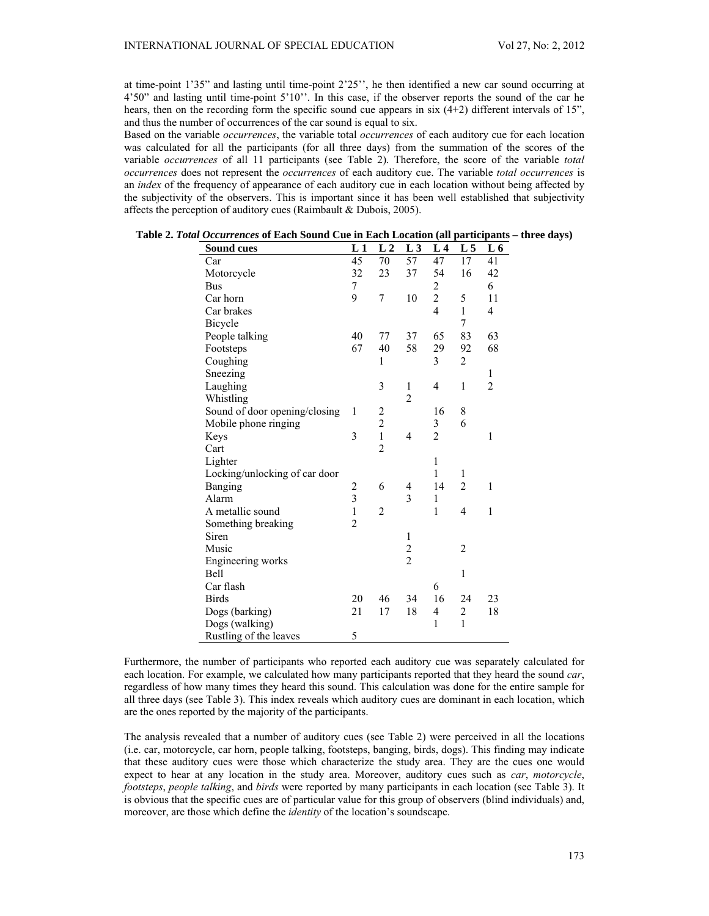at time-point 1'35" and lasting until time-point 2'25'', he then identified a new car sound occurring at 4'50" and lasting until time-point 5'10''. In this case, if the observer reports the sound of the car he hears, then on the recording form the specific sound cue appears in six (4+2) different intervals of 15", and thus the number of occurrences of the car sound is equal to six.

Based on the variable *occurrences*, the variable total *occurrences* of each auditory cue for each location was calculated for all the participants (for all three days) from the summation of the scores of the variable *occurrences* of all 11 participants (see Table 2). Therefore, the score of the variable *total occurrences* does not represent the *occurrences* of each auditory cue. The variable *total occurrences* is an *index* of the frequency of appearance of each auditory cue in each location without being affected by the subjectivity of the observers. This is important since it has been well established that subjectivity affects the perception of auditory cues (Raimbault & Dubois, 2005).

**Table 2. *Total Occurrences* of Each Sound Cue in Each Location (all participants – three days)**

| Sound cues | L 1 | L 2 | L 3 | L 4 | L 5 | L 6 |
|---|---|---|---|---|---|---|
| Car | 45 | 70 | 57 | 47 | 17 | 41 |
| Motorcycle | 32 | 23 | 37 | 54 | 16 | 42 |
| Bus | 7 | | | 2 | | 6 |
| Car horn | 9 | 7 | 10 | 2 | 5 | 11 |
| Car brakes | | | | 4 | 1 | 4 |
| Bicycle | | | | | 7 | |
| People talking | 40 | 77 | 37 | 65 | 83 | 63 |
| Footsteps | 67 | 40 | 58 | 29 | 92 | 68 |
| Coughing | | 1 | | 3 | 2 | |
| Sneezing | | | | | | 1 |
| Laughing | | 3 | 1 | 4 | 1 | 2 |
| Whistling | | | 2 | | | |
| Sound of door opening/closing | 1 | 2 | | 16 | 8 | |
| Mobile phone ringing | | 2 | | 3 | 6 | |
| Keys | 3 | 1 | 4 | 2 | | 1 |
| Cart | | 2 | | | | |
| Lighter | | | | 1 | | |
| Locking/unlocking of car door | | | | 1 | 1 | |
| Banging | 2 | 6 | 4 | 14 | 2 | 1 |
| Alarm | 3 | | 3 | 1 | | |
| A metallic sound | 1 | 2 | | 1 | 4 | 1 |
| Something breaking | 2 | | | | | |
| Siren | | | 1 | | | |
| Music | | | 2 | | 2 | |
| Engineering works | | | 2 | | | |
| Bell | | | | | 1 | |
| Car flash | | | | 6 | | |
| Birds | 20 | 46 | 34 | 16 | 24 | 23 |
| Dogs (barking) | 21 | 17 | 18 | 4 | 2 | 18 |
| Dogs (walking) | | | | 1 | 1 | |
| Rustling of the leaves | 5 | | | | | |

Furthermore, the number of participants who reported each auditory cue was separately calculated for each location. For example, we calculated how many participants reported that they heard the sound *car*, regardless of how many times they heard this sound. This calculation was done for the entire sample for all three days (see Table 3). This index reveals which auditory cues are dominant in each location, which are the ones reported by the majority of the participants.

The analysis revealed that a number of auditory cues (see Table 2) were perceived in all the locations (i.e. car, motorcycle, car horn, people talking, footsteps, banging, birds, dogs). This finding may indicate that these auditory cues were those which characterize the study area. They are the cues one would expect to hear at any location in the study area. Moreover, auditory cues such as *car*, *motorcycle*, *footsteps*, *people talking*, and *birds* were reported by many participants in each location (see Table 3). It is obvious that the specific cues are of particular value for this group of observers (blind individuals) and, moreover, are those which define the *identity* of the location's soundscape.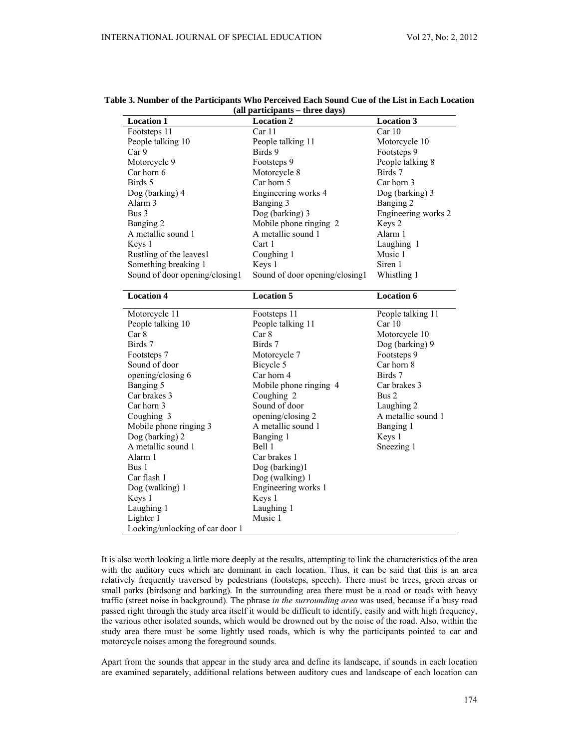**Table 3. Number of the Participants Who Perceived Each Sound Cue of the List in Each Location (all participants – three days)**

| Location 1 | Location 2 | Location 3 |
|---|---|---|
| Footsteps 11 | Car 11 | Car 10 |
| People talking 10 | People talking 11 | Motorcycle 10 |
| Car 9 | Birds 9 | Footsteps 9 |
| Motorcycle 9 | Footsteps 9 | People talking 8 |
| Car horn 6 | Motorcycle 8 | Birds 7 |
| Birds 5 | Car horn 5 | Car horn 3 |
| Dog (barking) 4 | Engineering works 4 | Dog (barking) 3 |
| Alarm 3 | Banging 3 | Banging 2 |
| Bus 3 | Dog (barking) 3 | Engineering works 2 |
| Banging 2 | Mobile phone ringing 2 | Keys 2 |
| A metallic sound 1 | A metallic sound 1 | Alarm 1 |
| Keys 1 | Cart 1 | Laughing 1 |
| Rustling of the leaves1 | Coughing 1 | Music 1 |
| Something breaking 1 | Keys 1 | Siren 1 |
| Sound of door opening/closing1 | Sound of door opening/closing1 | Whistling 1 |

| Location 4 | Location 5 | Location 6 |
|---|---|---|
| Motorcycle 11 | Footsteps 11 | People talking 11 |
| People talking 10 | People talking 11 | Car 10 |
| Car 8 | Car 8 | Motorcycle 10 |
| Birds 7 | Birds 7 | Dog (barking) 9 |
| Footsteps 7 | Motorcycle 7 | Footsteps 9 |
| Sound of door opening/closing 6 | Bicycle 5 | Car horn 8 |
| Banging 5 | Car horn 4 | Birds 7 |
| Car brakes 3 | Mobile phone ringing 4 | Car brakes 3 |
| Car horn 3 | Coughing 2 | Bus 2 |
| Coughing 3 | Sound of door opening/closing 2 | Laughing 2 |
| Mobile phone ringing 3 | A metallic sound 1 | A metallic sound 1 |
| Dog (barking) 2 | Banging 1 | Banging 1 |
| A metallic sound 1 | Bell 1 | Keys 1 |
| Alarm 1 | Car brakes 1 | Sneezing 1 |
| Bus 1 | Dog (barking)1 | |
| Car flash 1 | Dog (walking) 1 | |
| Dog (walking) 1 | Engineering works 1 | |
| Keys 1 | Keys 1 | |
| Laughing 1 | Laughing 1 | |
| Lighter 1 | Music 1 | |
| Locking/unlocking of car door 1 | | |

It is also worth looking a little more deeply at the results, attempting to link the characteristics of the area with the auditory cues which are dominant in each location. Thus, it can be said that this is an area relatively frequently traversed by pedestrians (footsteps, speech). There must be trees, green areas or small parks (birdsong and barking). In the surrounding area there must be a road or roads with heavy traffic (street noise in background). The phrase *in the surrounding area* was used, because if a busy road passed right through the study area itself it would be difficult to identify, easily and with high frequency, the various other isolated sounds, which would be drowned out by the noise of the road. Also, within the study area there must be some lightly used roads, which is why the participants pointed to car and motorcycle noises among the foreground sounds.

Apart from the sounds that appear in the study area and define its landscape, if sounds in each location are examined separately, additional relations between auditory cues and landscape of each location can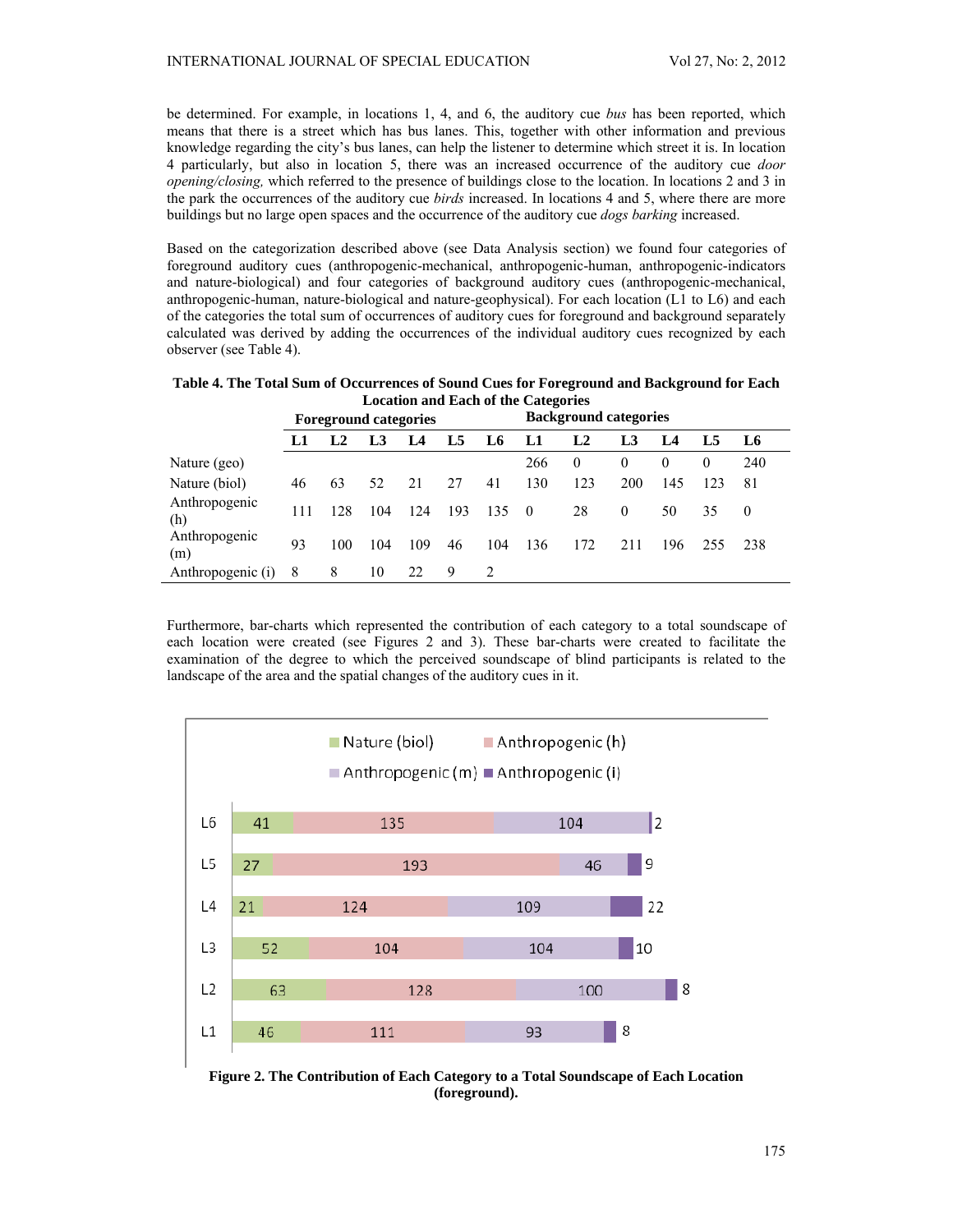be determined. For example, in locations 1, 4, and 6, the auditory cue *bus* has been reported, which means that there is a street which has bus lanes. This, together with other information and previous knowledge regarding the city's bus lanes, can help the listener to determine which street it is. In location 4 particularly, but also in location 5, there was an increased occurrence of the auditory cue *door opening/closing,* which referred to the presence of buildings close to the location. In locations 2 and 3 in the park the occurrences of the auditory cue *birds* increased. In locations 4 and 5, where there are more buildings but no large open spaces and the occurrence of the auditory cue *dogs barking* increased.

Based on the categorization described above (see Data Analysis section) we found four categories of foreground auditory cues (anthropogenic-mechanical, anthropogenic-human, anthropogenic-indicators and nature-biological) and four categories of background auditory cues (anthropogenic-mechanical, anthropogenic-human, nature-biological and nature-geophysical). For each location (L1 to L6) and each of the categories the total sum of occurrences of auditory cues for foreground and background separately calculated was derived by adding the occurrences of the individual auditory cues recognized by each observer (see Table 4).

**Table 4. The Total Sum of Occurrences of Sound Cues for Foreground and Background for Each Location and Each of the Categories**

| | Foreground categories | | | | | | Background categories | | | | | |
|---|---|---|---|---|---|---|---|---|---|---|---|---|
| | L1 | L2 | L3 | L4 | L5 | L6 | L1 | L2 | L3 | L4 | L5 | L6 |
| Nature (geo) | | | | | | | 266 | 0 | 0 | 0 | 0 | 240 |
| Nature (biol) | 46 | 63 | 52 | 21 | 27 | 41 | 130 | 123 | 200 | 145 | 123 | 81 |
| Anthropogenic (h) | 111 | 128 | 104 | 124 | 193 | 135 | 0 | 28 | 0 | 50 | 35 | 0 |
| Anthropogenic (m) | 93 | 100 | 104 | 109 | 46 | 104 | 136 | 172 | 211 | 196 | 255 | 238 |
| Anthropogenic (i) | 8 | 8 | 10 | 22 | 9 | 2 | | | | | | |

Furthermore, bar-charts which represented the contribution of each category to a total soundscape of each location were created (see Figures 2 and 3). These bar-charts were created to facilitate the examination of the degree to which the perceived soundscape of blind participants is related to the landscape of the area and the spatial changes of the auditory cues in it.

**Figure 2. The Contribution of Each Category to a Total Soundscape of Each Location (foreground).**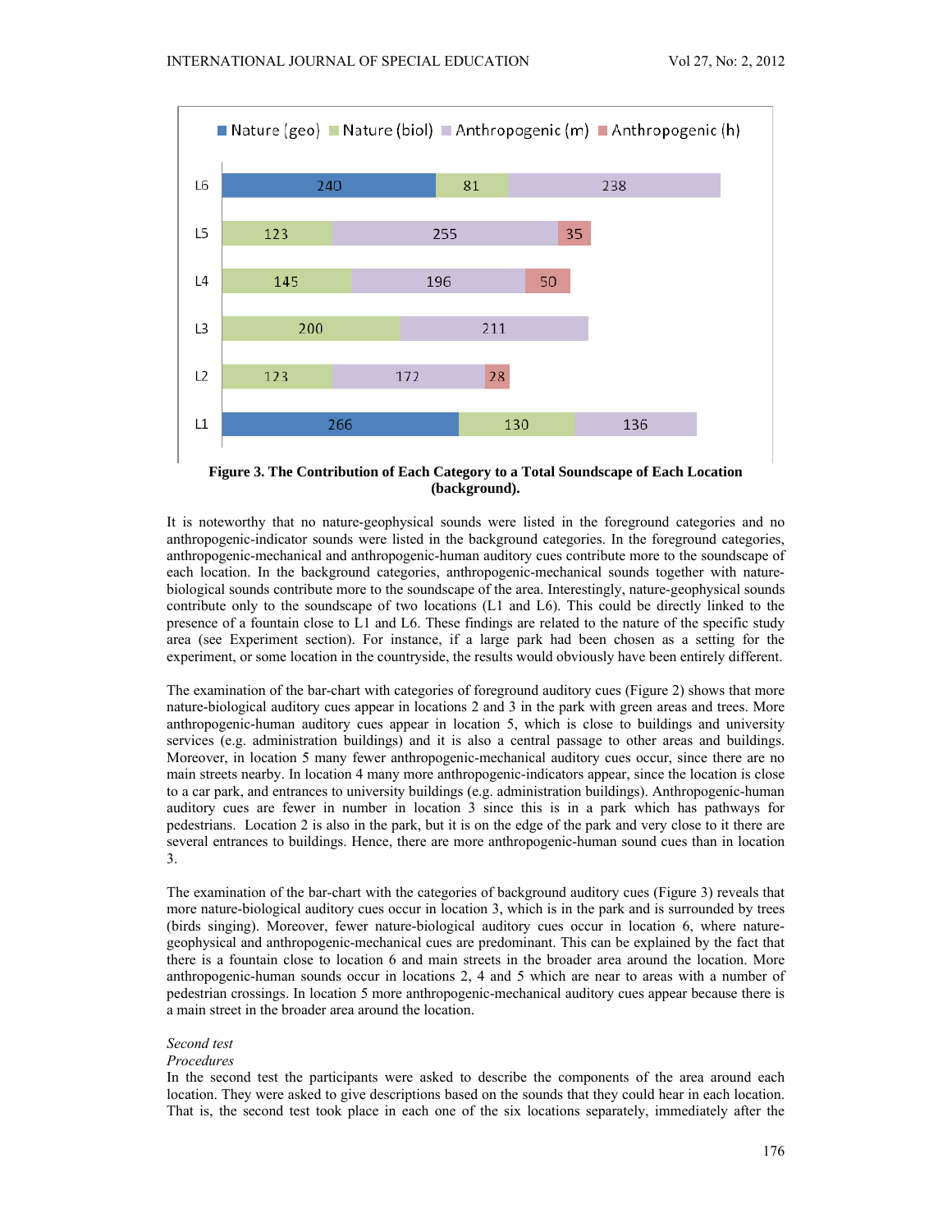**Figure 3. The Contribution of Each Category to a Total Soundscape of Each Location (background).**

It is noteworthy that no nature-geophysical sounds were listed in the foreground categories and no anthropogenic-indicator sounds were listed in the background categories. In the foreground categories, anthropogenic-mechanical and anthropogenic-human auditory cues contribute more to the soundscape of each location. In the background categories, anthropogenic-mechanical sounds together with nature-biological sounds contribute more to the soundscape of the area. Interestingly, nature-geophysical sounds contribute only to the soundscape of two locations (L1 and L6). This could be directly linked to the presence of a fountain close to L1 and L6. These findings are related to the nature of the specific study area (see Experiment section). For instance, if a large park had been chosen as a setting for the experiment, or some location in the countryside, the results would obviously have been entirely different.

The examination of the bar-chart with categories of foreground auditory cues (Figure 2) shows that more nature-biological auditory cues appear in locations 2 and 3 in the park with green areas and trees. More anthropogenic-human auditory cues appear in location 5, which is close to buildings and university services (e.g. administration buildings) and it is also a central passage to other areas and buildings. Moreover, in location 5 many fewer anthropogenic-mechanical auditory cues occur, since there are no main streets nearby. In location 4 many more anthropogenic-indicators appear, since the location is close to a car park, and entrances to university buildings (e.g. administration buildings). Anthropogenic-human auditory cues are fewer in number in location 3 since this is in a park which has pathways for pedestrians. Location 2 is also in the park, but it is on the edge of the park and very close to it there are several entrances to buildings. Hence, there are more anthropogenic-human sound cues than in location 3.

The examination of the bar-chart with the categories of background auditory cues (Figure 3) reveals that more nature-biological auditory cues occur in location 3, which is in the park and is surrounded by trees (birds singing). Moreover, fewer nature-biological auditory cues occur in location 6, where nature-geophysical and anthropogenic-mechanical cues are predominant. This can be explained by the fact that there is a fountain close to location 6 and main streets in the broader area around the location. More anthropogenic-human sounds occur in locations 2, 4 and 5 which are near to areas with a number of pedestrian crossings. In location 5 more anthropogenic-mechanical auditory cues appear because there is a main street in the broader area around the location.

*Second test*

*Procedures*

In the second test the participants were asked to describe the components of the area around each location. They were asked to give descriptions based on the sounds that they could hear in each location. That is, the second test took place in each one of the six locations separately, immediately after the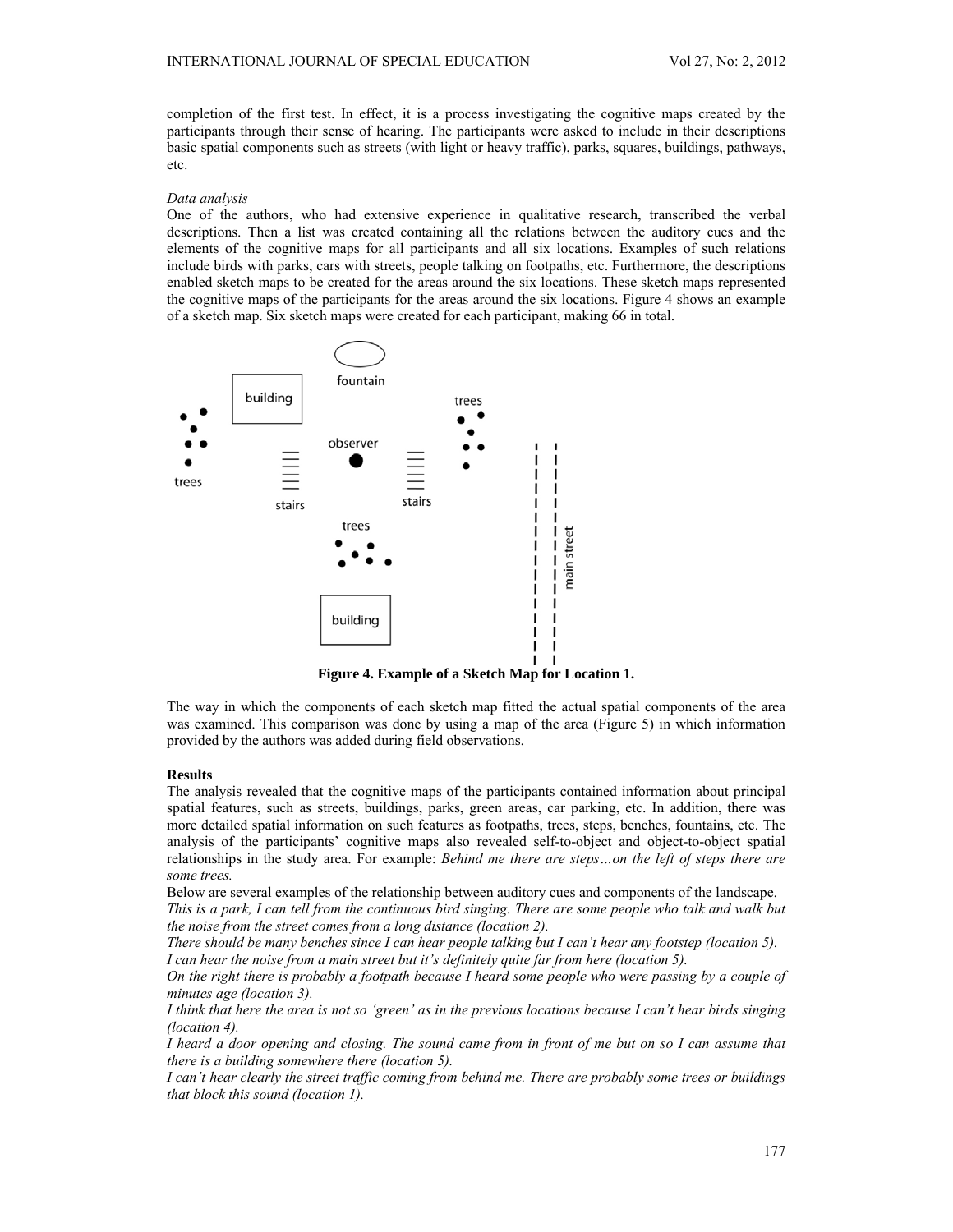completion of the first test. In effect, it is a process investigating the cognitive maps created by the participants through their sense of hearing. The participants were asked to include in their descriptions basic spatial components such as streets (with light or heavy traffic), parks, squares, buildings, pathways, etc.

*Data analysis*

One of the authors, who had extensive experience in qualitative research, transcribed the verbal descriptions. Then a list was created containing all the relations between the auditory cues and the elements of the cognitive maps for all participants and all six locations. Examples of such relations include birds with parks, cars with streets, people talking on footpaths, etc. Furthermore, the descriptions enabled sketch maps to be created for the areas around the six locations. These sketch maps represented the cognitive maps of the participants for the areas around the six locations. Figure 4 shows an example of a sketch map. Six sketch maps were created for each participant, making 66 in total.

**Figure 4. Example of a Sketch Map for Location 1.**

The way in which the components of each sketch map fitted the actual spatial components of the area was examined. This comparison was done by using a map of the area (Figure 5) in which information provided by the authors was added during field observations.

**Results**

The analysis revealed that the cognitive maps of the participants contained information about principal spatial features, such as streets, buildings, parks, green areas, car parking, etc. In addition, there was more detailed spatial information on such features as footpaths, trees, steps, benches, fountains, etc. The analysis of the participants' cognitive maps also revealed self-to-object and object-to-object spatial relationships in the study area. For example: *Behind me there are steps…on the left of steps there are some trees.*

Below are several examples of the relationship between auditory cues and components of the landscape.

*This is a park, I can tell from the continuous bird singing. There are some people who talk and walk but the noise from the street comes from a long distance (location 2).*

*There should be many benches since I can hear people talking but I can't hear any footstep (location 5).*

*I can hear the noise from a main street but it's definitely quite far from here (location 5).*

*On the right there is probably a footpath because I heard some people who were passing by a couple of minutes age (location 3).*

*I think that here the area is not so 'green' as in the previous locations because I can't hear birds singing (location 4).*

*I heard a door opening and closing. The sound came from in front of me but on so I can assume that there is a building somewhere there (location 5).*

*I can't hear clearly the street traffic coming from behind me. There are probably some trees or buildings that block this sound (location 1).*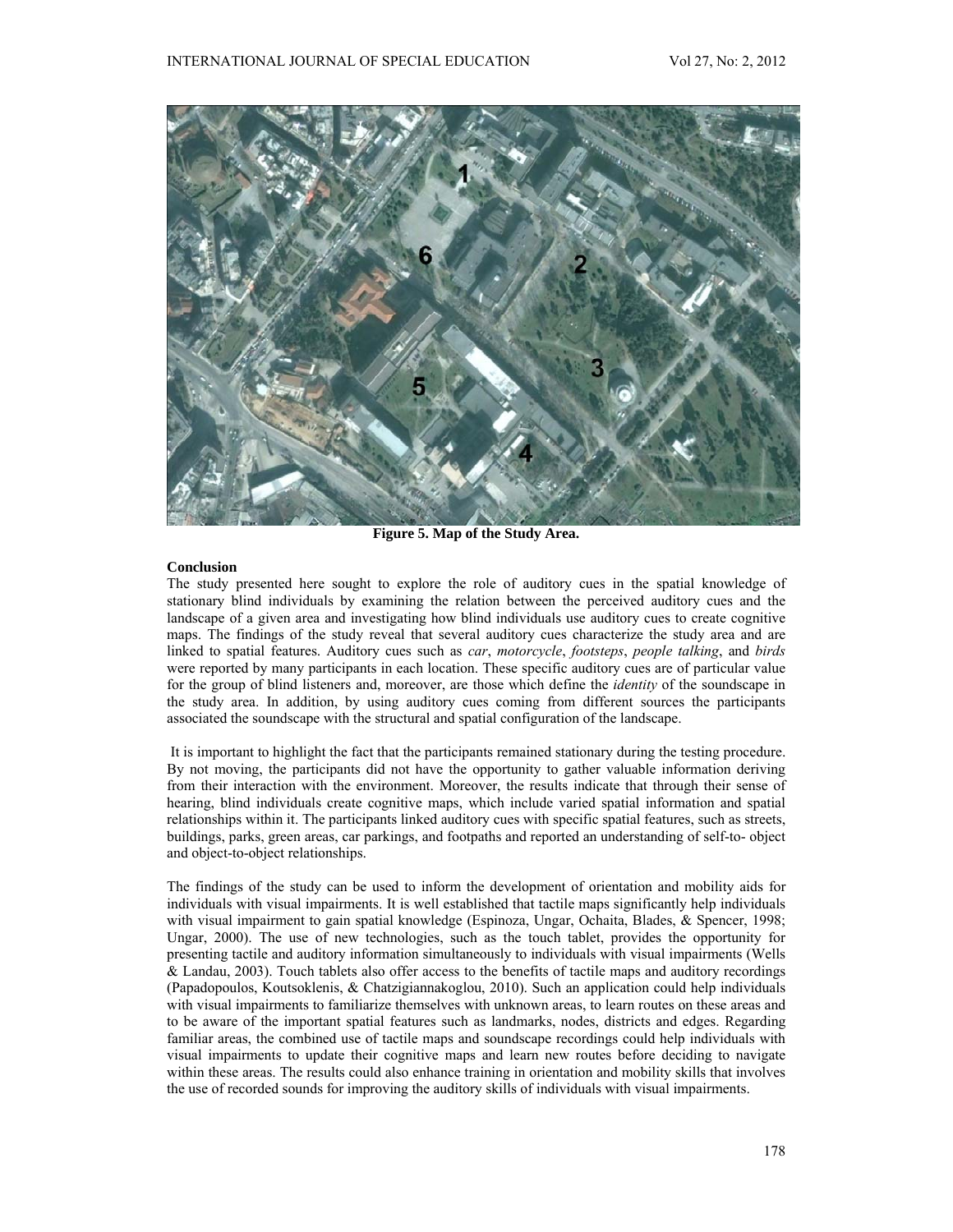Figure 5. Map of the Study Area.

## Conclusion

The study presented here sought to explore the role of auditory cues in the spatial knowledge of stationary blind individuals by examining the relation between the perceived auditory cues and the landscape of a given area and investigating how blind individuals use auditory cues to create cognitive maps. The findings of the study reveal that several auditory cues characterize the study area and are linked to spatial features. Auditory cues such as *car*, *motorcycle*, *footsteps*, *people talking*, and *birds* were reported by many participants in each location. These specific auditory cues are of particular value for the group of blind listeners and, moreover, are those which define the *identity* of the soundscape in the study area. In addition, by using auditory cues coming from different sources the participants associated the soundscape with the structural and spatial configuration of the landscape.

It is important to highlight the fact that the participants remained stationary during the testing procedure. By not moving, the participants did not have the opportunity to gather valuable information deriving from their interaction with the environment. Moreover, the results indicate that through their sense of hearing, blind individuals create cognitive maps, which include varied spatial information and spatial relationships within it. The participants linked auditory cues with specific spatial features, such as streets, buildings, parks, green areas, car parkings, and footpaths and reported an understanding of self-to- object and object-to-object relationships.

The findings of the study can be used to inform the development of orientation and mobility aids for individuals with visual impairments. It is well established that tactile maps significantly help individuals with visual impairment to gain spatial knowledge (Espinoza, Ungar, Ochaita, Blades, & Spencer, 1998; Ungar, 2000). The use of new technologies, such as the touch tablet, provides the opportunity for presenting tactile and auditory information simultaneously to individuals with visual impairments (Wells & Landau, 2003). Touch tablets also offer access to the benefits of tactile maps and auditory recordings (Papadopoulos, Koutsoklenis, & Chatzigiannakoglou, 2010). Such an application could help individuals with visual impairments to familiarize themselves with unknown areas, to learn routes on these areas and to be aware of the important spatial features such as landmarks, nodes, districts and edges. Regarding familiar areas, the combined use of tactile maps and soundscape recordings could help individuals with visual impairments to update their cognitive maps and learn new routes before deciding to navigate within these areas. The results could also enhance training in orientation and mobility skills that involves the use of recorded sounds for improving the auditory skills of individuals with visual impairments.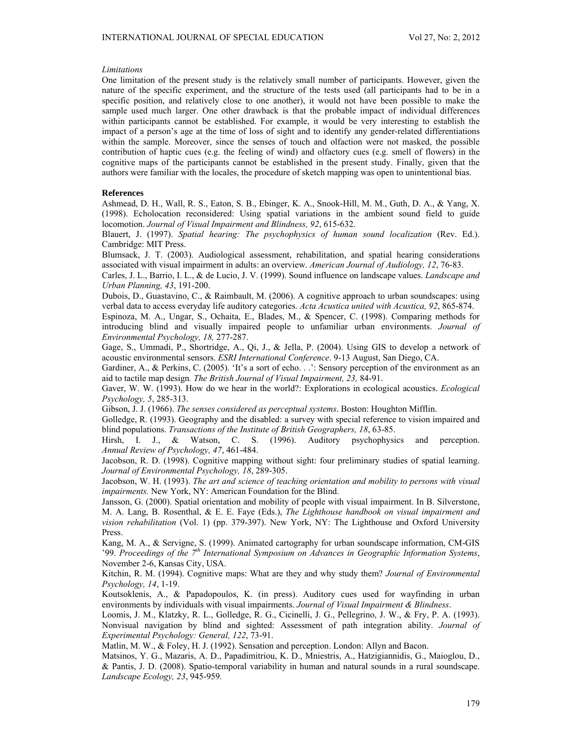*Limitations*

One limitation of the present study is the relatively small number of participants. However, given the nature of the specific experiment, and the structure of the tests used (all participants had to be in a specific position, and relatively close to one another), it would not have been possible to make the sample used much larger. One other drawback is that the probable impact of individual differences within participants cannot be established. For example, it would be very interesting to establish the impact of a person's age at the time of loss of sight and to identify any gender-related differentiations within the sample. Moreover, since the senses of touch and olfaction were not masked, the possible contribution of haptic cues (e.g. the feeling of wind) and olfactory cues (e.g. smell of flowers) in the cognitive maps of the participants cannot be established in the present study. Finally, given that the authors were familiar with the locales, the procedure of sketch mapping was open to unintentional bias.

**References**

Ashmead, D. H., Wall, R. S., Eaton, S. B., Ebinger, K. A., Snook-Hill, M. M., Guth, D. A., & Yang, X. (1998). Echolocation reconsidered: Using spatial variations in the ambient sound field to guide locomotion. *Journal of Visual Impairment and Blindness, 92*, 615-632.

Blauert, J. (1997). *Spatial hearing: The psychophysics of human sound localization* (Rev. Ed.). Cambridge: MIT Press.

Blumsack, J. T. (2003). Audiological assessment, rehabilitation, and spatial hearing considerations associated with visual impairment in adults: an overview. *American Journal of Audiology, 12*, 76-83.

Carles, J. L., Barrio, I. L., & de Lucio, J. V. (1999). Sound influence on landscape values. *Landscape and Urban Planning, 43*, 191-200.

Dubois, D., Guastavino, C., & Raimbault, M. (2006). A cognitive approach to urban soundscapes: using verbal data to access everyday life auditory categories. *Acta Acustica united with Acustica, 92*, 865-874.

Espinoza, M. A., Ungar, S., Ochaita, E., Blades, M., & Spencer, C. (1998). Comparing methods for introducing blind and visually impaired people to unfamiliar urban environments. *Journal of Environmental Psychology, 18,* 277-287.

Gage, S., Ummadi, P., Shortridge, A., Qi, J., & Jella, P. (2004). Using GIS to develop a network of acoustic environmental sensors. *ESRI International Conference*. 9-13 August, San Diego, CA.

Gardiner, A., & Perkins, C. (2005). 'It's a sort of echo. . .': Sensory perception of the environment as an aid to tactile map design*. The British Journal of Visual Impairment, 23,* 84-91.

Gaver, W. W. (1993). How do we hear in the world?: Explorations in ecological acoustics. *Ecological Psychology, 5*, 285-313.

Gibson, J. J. (1966). *The senses considered as perceptual systems*. Boston: Houghton Mifflin.

Golledge, R. (1993). Geography and the disabled: a survey with special reference to vision impaired and blind populations. *Transactions of the Institute of British Geographers, 18*, 63-85.

Hirsh, I. J., & Watson, C. S. (1996). Auditory psychophysics and perception. *Annual Review of Psychology, 47*, 461-484.

Jacobson, R. D. (1998). Cognitive mapping without sight: four preliminary studies of spatial learning. *Journal of Environmental Psychology, 18*, 289-305.

Jacobson, W. H. (1993). *The art and science of teaching orientation and mobility to persons with visual impairments.* New York, NY: American Foundation for the Blind.

Jansson, G. (2000). Spatial orientation and mobility of people with visual impairment. In B. Silverstone, M. A. Lang, B. Rosenthal, & E. E. Faye (Eds.), *The Lighthouse handbook on visual impairment and vision rehabilitation* (Vol. 1) (pp. 379-397). New York, NY: The Lighthouse and Oxford University Press.

Kang, M. A., & Servigne, S. (1999). Animated cartography for urban soundscape information, CM-GIS '99. *Proceedings of the 7th International Symposium on Advances in Geographic Information Systems*, November 2-6, Kansas City, USA.

Kitchin, R. M. (1994). Cognitive maps: What are they and why study them? *Journal of Environmental Psychology, 14*, 1-19.

Koutsoklenis, A., & Papadopoulos, K. (in press). Auditory cues used for wayfinding in urban environments by individuals with visual impairments. *Journal of Visual Impairment & Blindness*.

Loomis, J. M., Klatzky, R. L., Golledge, R. G., Cicinelli, J. G., Pellegrino, J. W., & Fry, P. A. (1993). Nonvisual navigation by blind and sighted: Assessment of path integration ability. *Journal of Experimental Psychology: General, 122*, 73-91.

Matlin, M. W., & Foley, H. J. (1992). Sensation and perception. London: Allyn and Bacon.

Matsinos, Y. G., Mazaris, A. D., Papadimitriou, K. D., Mniestris, A., Hatzigiannidis, G., Maioglou, D., & Pantis, J. D. (2008). Spatio-temporal variability in human and natural sounds in a rural soundscape. *Landscape Ecology, 23*, 945-959*.*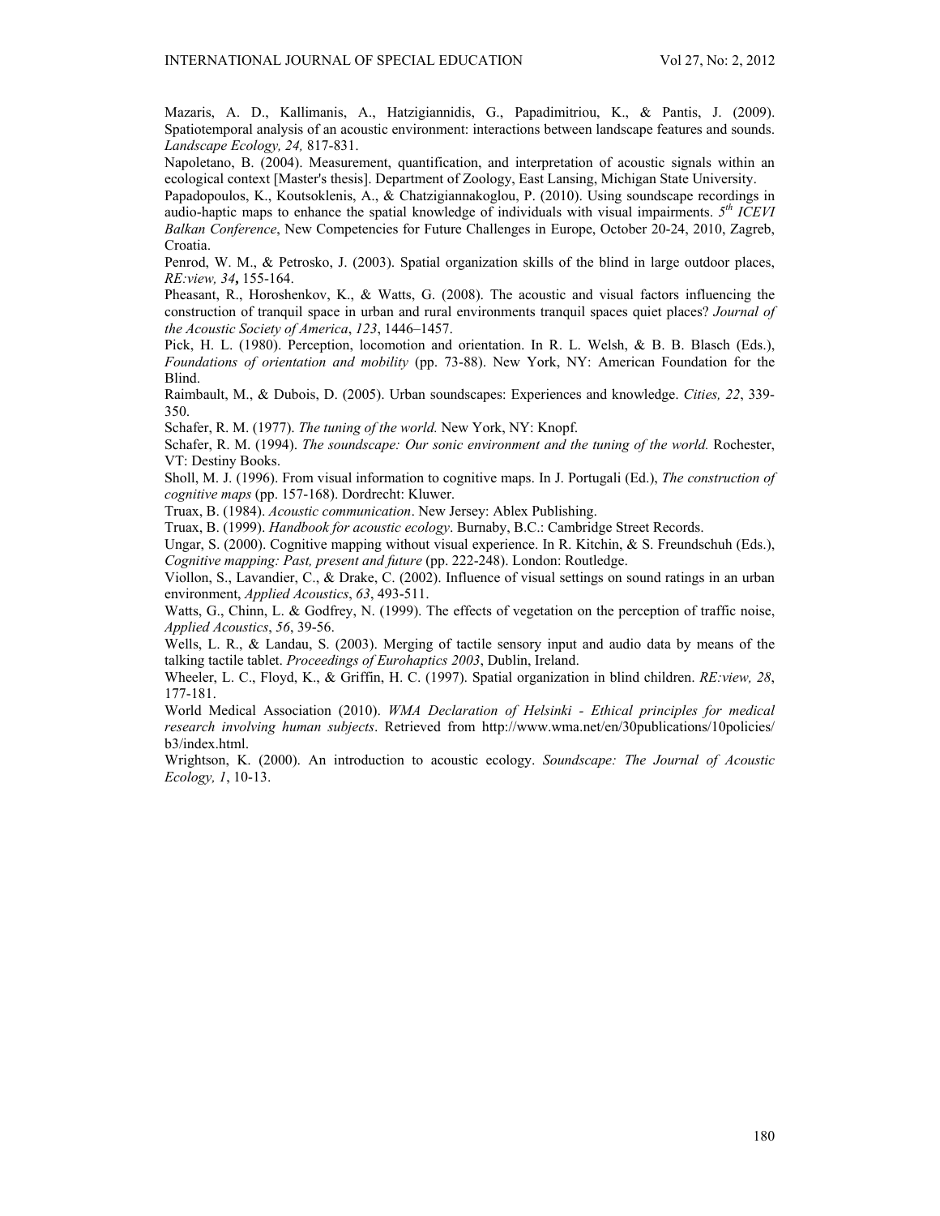Mazaris, A. D., Kallimanis, A., Hatzigiannidis, G., Papadimitriou, K., & Pantis, J. (2009). Spatiotemporal analysis of an acoustic environment: interactions between landscape features and sounds. *Landscape Ecology, 24,* 817-831.

Napoletano, B. (2004). Measurement, quantification, and interpretation of acoustic signals within an ecological context [Master's thesis]. Department of Zoology, East Lansing, Michigan State University.

Papadopoulos, K., Koutsoklenis, A., & Chatzigiannakoglou, P. (2010). Using soundscape recordings in audio-haptic maps to enhance the spatial knowledge of individuals with visual impairments. *5th ICEVI Balkan Conference*, New Competencies for Future Challenges in Europe, October 20-24, 2010, Zagreb, Croatia.

Penrod, W. M., & Petrosko, J. (2003). Spatial organization skills of the blind in large outdoor places, *RE:view, 34***,** 155-164.

Pheasant, R., Horoshenkov, K., & Watts, G. (2008). The acoustic and visual factors influencing the construction of tranquil space in urban and rural environments tranquil spaces quiet places? *Journal of the Acoustic Society of America*, *123*, 1446–1457.

Pick, H. L. (1980). Perception, locomotion and orientation. In R. L. Welsh, & B. B. Blasch (Eds.), *Foundations of orientation and mobility* (pp. 73-88). New York, NY: American Foundation for the Blind.

Raimbault, M., & Dubois, D. (2005). Urban soundscapes: Experiences and knowledge. *Cities, 22*, 339-350.

Schafer, R. M. (1977). *The tuning of the world.* New York, NY: Knopf.

Schafer, R. M. (1994). *The soundscape: Our sonic environment and the tuning of the world.* Rochester, VT: Destiny Books.

Sholl, M. J. (1996). From visual information to cognitive maps. In J. Portugali (Ed.), *The construction of cognitive maps* (pp. 157-168). Dordrecht: Kluwer.

Truax, B. (1984). *Acoustic communication*. New Jersey: Ablex Publishing.

Truax, B. (1999). *Handbook for acoustic ecology*. Burnaby, B.C.: Cambridge Street Records.

Ungar, S. (2000). Cognitive mapping without visual experience. In R. Kitchin, & S. Freundschuh (Eds.), *Cognitive mapping: Past, present and future* (pp. 222-248). London: Routledge.

Viollon, S., Lavandier, C., & Drake, C. (2002). Influence of visual settings on sound ratings in an urban environment, *Applied Acoustics*, *63*, 493-511.

Watts, G., Chinn, L. & Godfrey, N. (1999). The effects of vegetation on the perception of traffic noise, *Applied Acoustics*, *56*, 39-56.

Wells, L. R., & Landau, S. (2003). Merging of tactile sensory input and audio data by means of the talking tactile tablet. *Proceedings of Eurohaptics 2003*, Dublin, Ireland.

Wheeler, L. C., Floyd, K., & Griffin, H. C. (1997). Spatial organization in blind children. *RE:view, 28*, 177-181.

World Medical Association (2010). *WMA Declaration of Helsinki - Ethical principles for medical research involving human subjects*. Retrieved from http://www.wma.net/en/30publications/10policies/b3/index.html.

Wrightson, K. (2000). An introduction to acoustic ecology. *Soundscape: The Journal of Acoustic Ecology, 1*, 10-13.